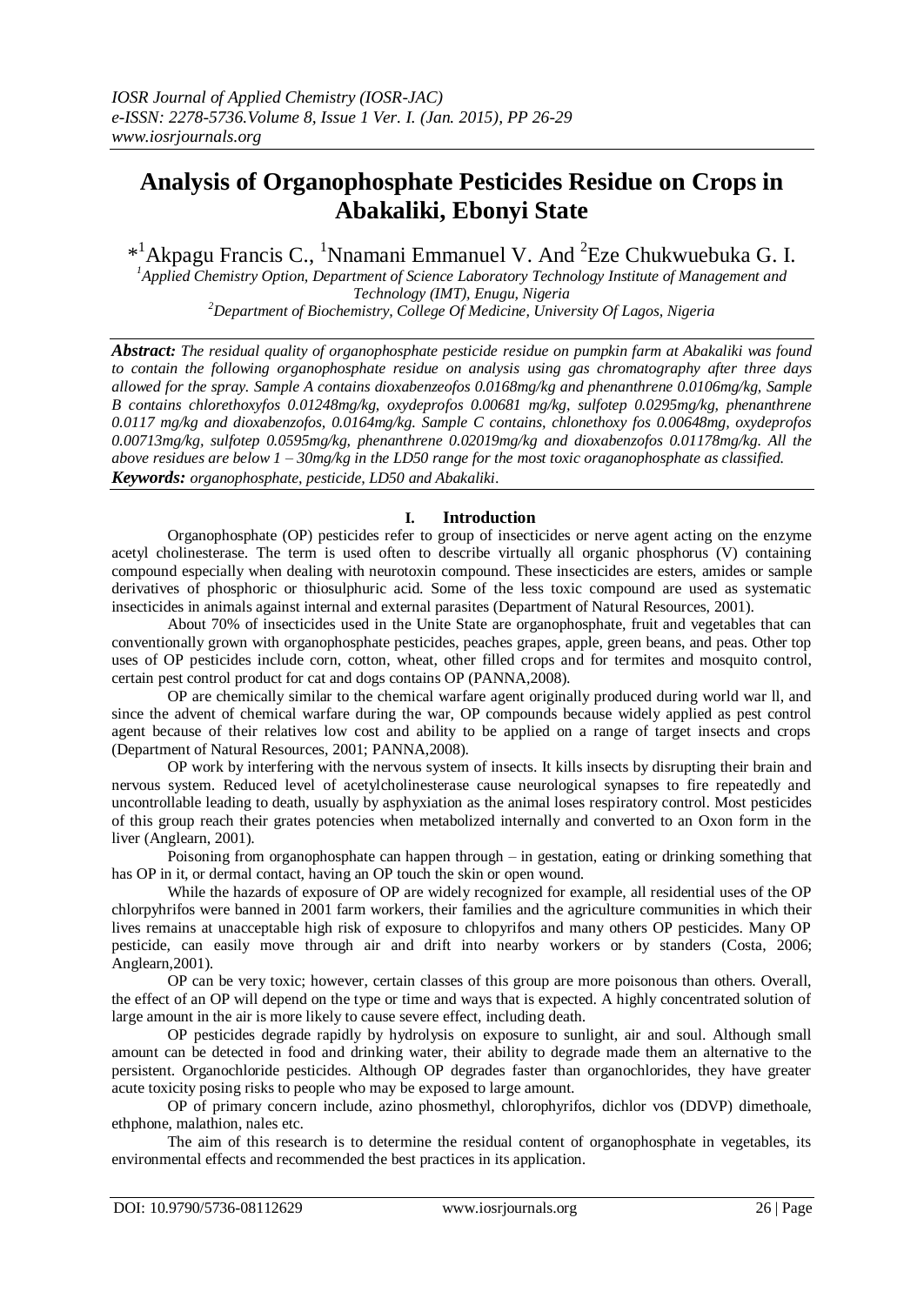# Analysis of Organophosphate Pesticides Residue on Crops in Abakaliki, Ebonyi State

*[1]Akpagu Francis C., [1]Nnamani Emmanuel V. And [2]Eze Chukwuebuka G. I.

*[1]Applied Chemistry Option, Department of Science Laboratory Technology Institute of Management and Technology (IMT), Enugu, Nigeria*
*[2]Department of Biochemistry, College Of Medicine, University Of Lagos, Nigeria*

***Abstract:*** *The residual quality of organophosphate pesticide residue on pumpkin farm at Abakaliki was found to contain the following organophosphate residue on analysis using gas chromatography after three days allowed for the spray. Sample A contains dioxabenzeofos 0.0168mg/kg and phenanthrene 0.0106mg/kg, Sample B contains chlorethoxyfos 0.01248mg/kg, oxydeprofos 0.00681 mg/kg, sulfotep 0.0295mg/kg, phenanthrene 0.0117 mg/kg and dioxabenzofos, 0.0164mg/kg. Sample C contains, chlonethoxy fos 0.00648mg, oxydeprofos 0.00713mg/kg, sulfotep 0.0595mg/kg, phenanthrene 0.02019mg/kg and dioxabenzofos 0.01178mg/kg. All the above residues are below 1 – 30mg/kg in the LD50 range for the most toxic oraganophosphate as classified.*

***Keywords:*** *organophosphate, pesticide, LD50 and Abakaliki.*

## I. Introduction

Organophosphate (OP) pesticides refer to group of insecticides or nerve agent acting on the enzyme acetyl cholinesterase. The term is used often to describe virtually all organic phosphorus (V) containing compound especially when dealing with neurotoxin compound. These insecticides are esters, amides or sample derivatives of phosphoric or thiosulphuric acid. Some of the less toxic compound are used as systematic insecticides in animals against internal and external parasites (Department of Natural Resources, 2001).

About 70% of insecticides used in the Unite State are organophosphate, fruit and vegetables that can conventionally grown with organophosphate pesticides, peaches grapes, apple, green beans, and peas. Other top uses of OP pesticides include corn, cotton, wheat, other filled crops and for termites and mosquito control, certain pest control product for cat and dogs contains OP (PANNA,2008).

OP are chemically similar to the chemical warfare agent originally produced during world war ll, and since the advent of chemical warfare during the war, OP compounds because widely applied as pest control agent because of their relatives low cost and ability to be applied on a range of target insects and crops (Department of Natural Resources, 2001; PANNA,2008).

OP work by interfering with the nervous system of insects. It kills insects by disrupting their brain and nervous system. Reduced level of acetylcholinesterase cause neurological synapses to fire repeatedly and uncontrollable leading to death, usually by asphyxiation as the animal loses respiratory control. Most pesticides of this group reach their grates potencies when metabolized internally and converted to an Oxon form in the liver (Anglearn, 2001).

Poisoning from organophosphate can happen through – in gestation, eating or drinking something that has OP in it, or dermal contact, having an OP touch the skin or open wound.

While the hazards of exposure of OP are widely recognized for example, all residential uses of the OP chlorpyhrifos were banned in 2001 farm workers, their families and the agriculture communities in which their lives remains at unacceptable high risk of exposure to chlopyrifos and many others OP pesticides. Many OP pesticide, can easily move through air and drift into nearby workers or by standers (Costa, 2006; Anglearn,2001).

OP can be very toxic; however, certain classes of this group are more poisonous than others. Overall, the effect of an OP will depend on the type or time and ways that is expected. A highly concentrated solution of large amount in the air is more likely to cause severe effect, including death.

OP pesticides degrade rapidly by hydrolysis on exposure to sunlight, air and soul. Although small amount can be detected in food and drinking water, their ability to degrade made them an alternative to the persistent. Organochloride pesticides. Although OP degrades faster than organochlorides, they have greater acute toxicity posing risks to people who may be exposed to large amount.

OP of primary concern include, azino phosmethyl, chlorophyrifos, dichlor vos (DDVP) dimethoale, ethphone, malathion, nales etc.

The aim of this research is to determine the residual content of organophosphate in vegetables, its environmental effects and recommended the best practices in its application.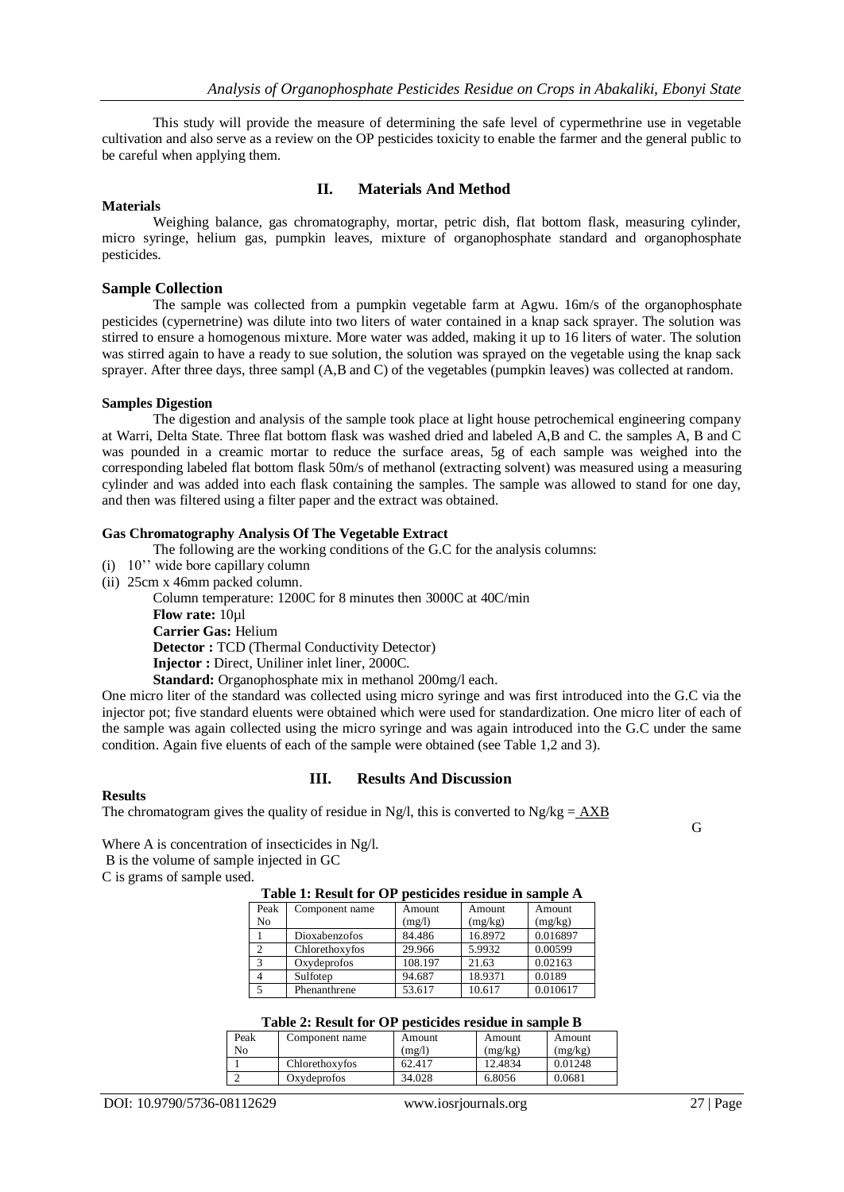This study will provide the measure of determining the safe level of cypermethrine use in vegetable cultivation and also serve as a review on the OP pesticides toxicity to enable the farmer and the general public to be careful when applying them.

## II. Materials And Method

**Materials**

Weighing balance, gas chromatography, mortar, petric dish, flat bottom flask, measuring cylinder, micro syringe, helium gas, pumpkin leaves, mixture of organophosphate standard and organophosphate pesticides.

### Sample Collection

The sample was collected from a pumpkin vegetable farm at Agwu. 16m/s of the organophosphate pesticides (cypernetrine) was dilute into two liters of water contained in a knap sack sprayer. The solution was stirred to ensure a homogenous mixture. More water was added, making it up to 16 liters of water. The solution was stirred again to have a ready to sue solution, the solution was sprayed on the vegetable using the knap sack sprayer. After three days, three sampl (A,B and C) of the vegetables (pumpkin leaves) was collected at random.

**Samples Digestion**

The digestion and analysis of the sample took place at light house petrochemical engineering company at Warri, Delta State. Three flat bottom flask was washed dried and labeled A,B and C. the samples A, B and C was pounded in a creamic mortar to reduce the surface areas, 5g of each sample was weighed into the corresponding labeled flat bottom flask 50m/s of methanol (extracting solvent) was measured using a measuring cylinder and was added into each flask containing the samples. The sample was allowed to stand for one day, and then was filtered using a filter paper and the extract was obtained.

**Gas Chromatography Analysis Of The Vegetable Extract**

The following are the working conditions of the G.C for the analysis columns:

(i) 10'' wide bore capillary column
(ii) 25cm x 46mm packed column.

Column temperature: 1200C for 8 minutes then 3000C at 40C/min
**Flow rate:** 10µl
**Carrier Gas:** Helium
**Detector :** TCD (Thermal Conductivity Detector)
**Injector :** Direct, Uniliner inlet liner, 2000C.
**Standard:** Organophosphate mix in methanol 200mg/l each.

One micro liter of the standard was collected using micro syringe and was first introduced into the G.C via the injector pot; five standard eluents were obtained which were used for standardization. One micro liter of each of the sample was again collected using the micro syringe and was again introduced into the G.C under the same condition. Again five eluents of each of the sample were obtained (see Table 1,2 and 3).

## III. Results And Discussion

**Results**

The chromatogram gives the quality of residue in Ng/l, this is converted to Ng/kg = $\frac{AXB}{G}$

Where A is concentration of insecticides in Ng/l.
B is the volume of sample injected in GC
C is grams of sample used.

**Table 1: Result for OP pesticides residue in sample A**

| Peak No | Component name | Amount (mg/l) | Amount (mg/kg) | Amount (mg/kg) |
|---|---|---|---|---|
| 1 | Dioxabenzofos | 84.486 | 16.8972 | 0.016897 |
| 2 | Chlorethoxyfos | 29.966 | 5.9932 | 0.00599 |
| 3 | Oxydeprofos | 108.197 | 21.63 | 0.02163 |
| 4 | Sulfotep | 94.687 | 18.9371 | 0.0189 |
| 5 | Phenanthrene | 53.617 | 10.617 | 0.010617 |

**Table 2: Result for OP pesticides residue in sample B**

| Peak No | Component name | Amount (mg/l) | Amount (mg/kg) | Amount (mg/kg) |
|---|---|---|---|---|
| 1 | Chlorethoxyfos | 62.417 | 12.4834 | 0.01248 |
| 2 | Oxydeprofos | 34.028 | 6.8056 | 0.0681 |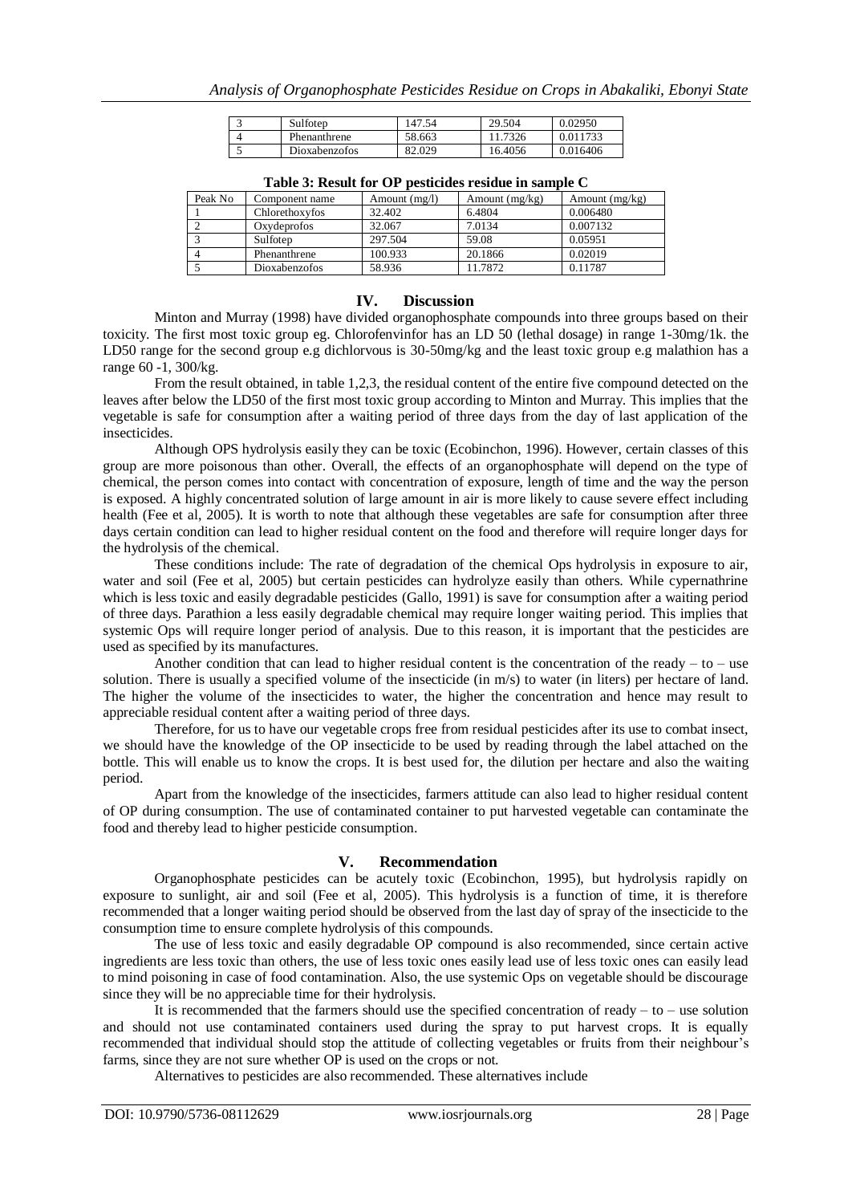| 3 | Sulfotep | 147.54 | 29.504 | 0.02950 |
|---|---|---|---|---|
| 4 | Phenanthrene | 58.663 | 11.7326 | 0.011733 |
| 5 | Dioxabenzofos | 82.029 | 16.4056 | 0.016406 |

**Table 3: Result for OP pesticides residue in sample C**

| Peak No | Component name | Amount (mg/l) | Amount (mg/kg) | Amount (mg/kg) |
|---|---|---|---|---|
| 1 | Chlorethoxyfos | 32.402 | 6.4804 | 0.006480 |
| 2 | Oxydeprofos | 32.067 | 7.0134 | 0.007132 |
| 3 | Sulfotep | 297.504 | 59.08 | 0.05951 |
| 4 | Phenanthrene | 100.933 | 20.1866 | 0.02019 |
| 5 | Dioxabenzofos | 58.936 | 11.7872 | 0.11787 |

## IV. Discussion

Minton and Murray (1998) have divided organophosphate compounds into three groups based on their toxicity. The first most toxic group eg. Chlorofenvinfor has an LD 50 (lethal dosage) in range 1-30mg/1k. the LD50 range for the second group e.g dichlorvous is 30-50mg/kg and the least toxic group e.g malathion has a range 60 -1, 300/kg.

From the result obtained, in table 1,2,3, the residual content of the entire five compound detected on the leaves after below the LD50 of the first most toxic group according to Minton and Murray. This implies that the vegetable is safe for consumption after a waiting period of three days from the day of last application of the insecticides.

Although OPS hydrolysis easily they can be toxic (Ecobinchon, 1996). However, certain classes of this group are more poisonous than other. Overall, the effects of an organophosphate will depend on the type of chemical, the person comes into contact with concentration of exposure, length of time and the way the person is exposed. A highly concentrated solution of large amount in air is more likely to cause severe effect including health (Fee et al, 2005). It is worth to note that although these vegetables are safe for consumption after three days certain condition can lead to higher residual content on the food and therefore will require longer days for the hydrolysis of the chemical.

These conditions include: The rate of degradation of the chemical Ops hydrolysis in exposure to air, water and soil (Fee et al, 2005) but certain pesticides can hydrolyze easily than others. While cypernathrine which is less toxic and easily degradable pesticides (Gallo, 1991) is save for consumption after a waiting period of three days. Parathion a less easily degradable chemical may require longer waiting period. This implies that systemic Ops will require longer period of analysis. Due to this reason, it is important that the pesticides are used as specified by its manufactures.

Another condition that can lead to higher residual content is the concentration of the ready – to – use solution. There is usually a specified volume of the insecticide (in m/s) to water (in liters) per hectare of land. The higher the volume of the insecticides to water, the higher the concentration and hence may result to appreciable residual content after a waiting period of three days.

Therefore, for us to have our vegetable crops free from residual pesticides after its use to combat insect, we should have the knowledge of the OP insecticide to be used by reading through the label attached on the bottle. This will enable us to know the crops. It is best used for, the dilution per hectare and also the waiting period.

Apart from the knowledge of the insecticides, farmers attitude can also lead to higher residual content of OP during consumption. The use of contaminated container to put harvested vegetable can contaminate the food and thereby lead to higher pesticide consumption.

## V. Recommendation

Organophosphate pesticides can be acutely toxic (Ecobinchon, 1995), but hydrolysis rapidly on exposure to sunlight, air and soil (Fee et al, 2005). This hydrolysis is a function of time, it is therefore recommended that a longer waiting period should be observed from the last day of spray of the insecticide to the consumption time to ensure complete hydrolysis of this compounds.

The use of less toxic and easily degradable OP compound is also recommended, since certain active ingredients are less toxic than others, the use of less toxic ones easily lead use of less toxic ones can easily lead to mind poisoning in case of food contamination. Also, the use systemic Ops on vegetable should be discourage since they will be no appreciable time for their hydrolysis.

It is recommended that the farmers should use the specified concentration of ready – to – use solution and should not use contaminated containers used during the spray to put harvest crops. It is equally recommended that individual should stop the attitude of collecting vegetables or fruits from their neighbour's farms, since they are not sure whether OP is used on the crops or not.

Alternatives to pesticides are also recommended. These alternatives include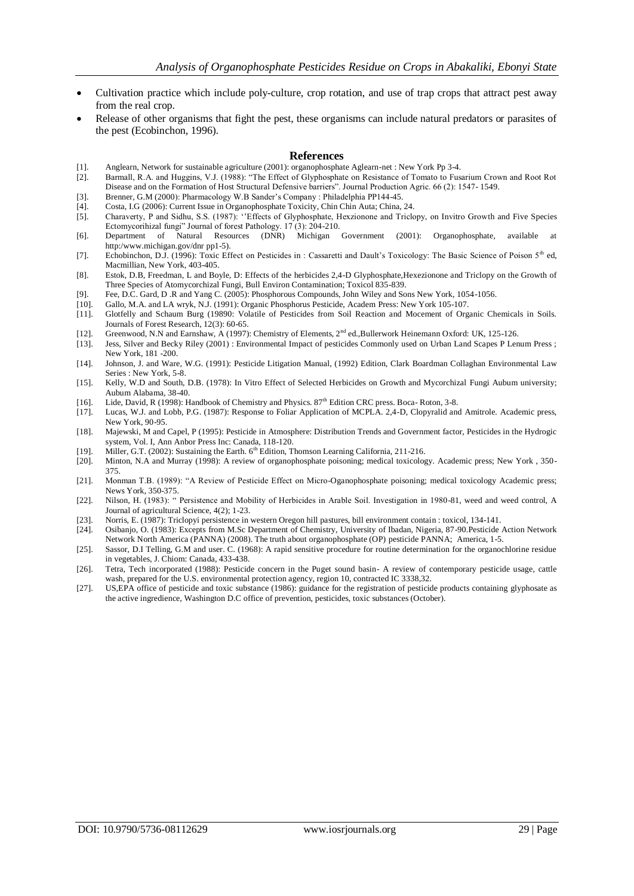- Cultivation practice which include poly-culture, crop rotation, and use of trap crops that attract pest away from the real crop.
- Release of other organisms that fight the pest, these organisms can include natural predators or parasites of the pest (Ecobinchon, 1996).

## References

[1]. Anglearn, Network for sustainable agriculture (2001): organophosphate Aglearn-net : New York Pp 3-4.

[2]. Barmall, R.A. and Huggins, V.J. (1988): "The Effect of Glyphosphate on Resistance of Tomato to Fusarium Crown and Root Rot Disease and on the Formation of Host Structural Defensive barriers". Journal Production Agric. 66 (2): 1547- 1549.

[3]. Brenner, G.M (2000): Pharmacology W.B Sander's Company : Philadelphia PP144-45.

[4]. Costa, I.G (2006): Current Issue in Organophosphate Toxicity, Chin Chin Auta; China, 24.

[5]. Charaverty, P and Sidhu, S.S. (1987): ''Effects of Glyphosphate, Hexzionone and Triclopy, on Invitro Growth and Five Species Ectomycorihizal fungi" Journal of forest Pathology. 17 (3): 204-210.

[6]. Department of Natural Resources (DNR) Michigan Government (2001): Organophosphate, available at http:/www.michigan.gov/dnr pp1-5).

[7]. Echobinchon, D.J. (1996): Toxic Effect on Pesticides in : Cassaretti and Dault's Toxicology: The Basic Science of Poison 5th ed, Macmillian, New York, 403-405.

[8]. Estok, D.B, Freedman, L and Boyle, D: Effects of the herbicides 2,4-D Glyphosphate,Hexezionone and Triclopy on the Growth of Three Species of Atomycorchizal Fungi, Bull Environ Contamination; Toxicol 835-839.

[9]. Fee, D.C. Gard, D .R and Yang C. (2005): Phosphorous Compounds, John Wiley and Sons New York, 1054-1056.

[10]. Gallo, M.A. and LA wryk, N.J. (1991): Organic Phosphorus Pesticide, Academ Press: New York 105-107.

[11]. Glotfelly and Schaum Burg (19890: Volatile of Pesticides from Soil Reaction and Mocement of Organic Chemicals in Soils. Journals of Forest Research, 12(3): 60-65.

[12]. Greenwood, N.N and Earnshaw, A (1997): Chemistry of Elements, 2nd ed.,Bullerwork Heinemann Oxford: UK, 125-126.

[13]. Jess, Silver and Becky Riley (2001) : Environmental Impact of pesticides Commonly used on Urban Land Scapes P Lenum Press ; New York, 181 -200.

[14]. Johnson, J. and Ware, W.G. (1991): Pesticide Litigation Manual, (1992) Edition, Clark Boardman Collaghan Environmental Law Series : New York, 5-8.

[15]. Kelly, W.D and South, D.B. (1978): In Vitro Effect of Selected Herbicides on Growth and Mycorchizal Fungi Aubum university; Aubum Alabama, 38-40.

[16]. Lide, David, R (1998): Handbook of Chemistry and Physics. 87th Edition CRC press. Boca- Roton, 3-8.

[17]. Lucas, W.J. and Lobb, P.G. (1987): Response to Foliar Application of MCPLA. 2,4-D, Clopyralid and Amitrole. Academic press, New York, 90-95.

[18]. Majewski, M and Capel, P (1995): Pesticide in Atmosphere: Distribution Trends and Government factor, Pesticides in the Hydrogic system, Vol. I, Ann Anbor Press Inc: Canada, 118-120.

[19]. Miller, G.T. (2002): Sustaining the Earth. 6th Edition, Thomson Learning California, 211-216.

[20]. Minton, N.A and Murray (1998): A review of organophosphate poisoning; medical toxicology. Academic press; New York , 350-375.

[21]. Monman T.B. (1989): "A Review of Pesticide Effect on Micro-Oganophosphate poisoning; medical toxicology Academic press; News York, 350-375.

[22]. Nilson, H. (1983): " Persistence and Mobility of Herbicides in Arable Soil. Investigation in 1980-81, weed and weed control, A Journal of agricultural Science, 4(2); 1-23.

[23]. Norris, E. (1987): Triclopyi persistence in western Oregon hill pastures, bill environment contain : toxicol, 134-141.

[24]. Osibanjo, O. (1983): Excepts from M.Sc Department of Chemistry, University of Ibadan, Nigeria, 87-90.Pesticide Action Network Network North America (PANNA) (2008). The truth about organophosphate (OP) pesticide PANNA; America, 1-5.

[25]. Sassor, D.I Telling, G.M and user. C. (1968): A rapid sensitive procedure for routine determination for the organochlorine residue in vegetables, J. Chiom: Canada, 433-438.

[26]. Tetra, Tech incorporated (1988): Pesticide concern in the Puget sound basin- A review of contemporary pesticide usage, cattle wash, prepared for the U.S. environmental protection agency, region 10, contracted IC 3338,32.

[27]. US,EPA office of pesticide and toxic substance (1986): guidance for the registration of pesticide products containing glyphosate as the active ingredience, Washington D.C office of prevention, pesticides, toxic substances (October).